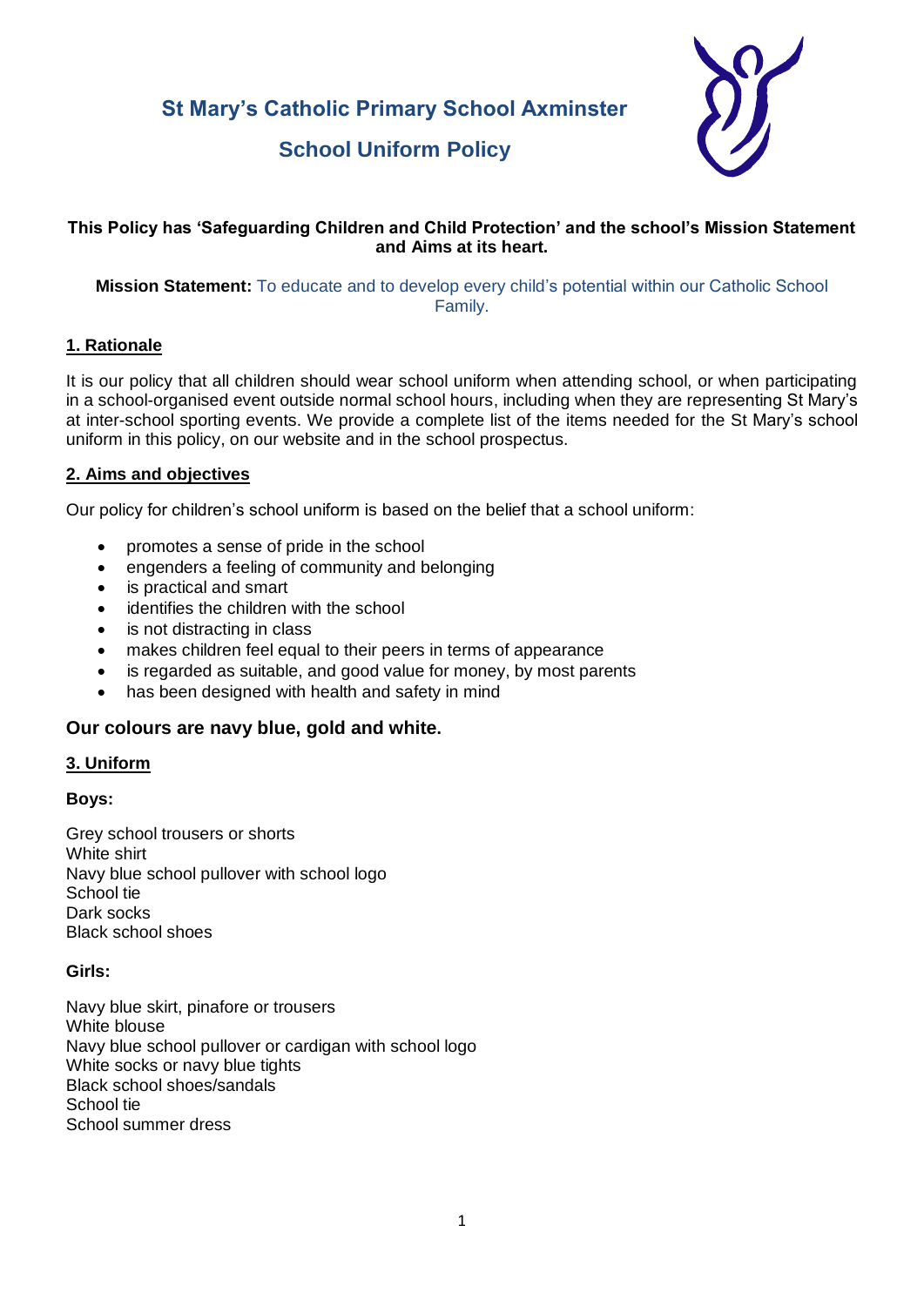# St Mary's Catholic Primary School Axminster

## School Uniform Policy

**This Policy has 'Safeguarding Children and Child Protection' and the school's Mission Statement and Aims at its heart.**

**Mission Statement:** To educate and to develop every child's potential within our Catholic School Family.

### 1. Rationale

It is our policy that all children should wear school uniform when attending school, or when participating in a school-organised event outside normal school hours, including when they are representing St Mary's at inter-school sporting events. We provide a complete list of the items needed for the St Mary's school uniform in this policy, on our website and in the school prospectus.

### 2. Aims and objectives

Our policy for children's school uniform is based on the belief that a school uniform:

- promotes a sense of pride in the school
- engenders a feeling of community and belonging
- is practical and smart
- identifies the children with the school
- is not distracting in class
- makes children feel equal to their peers in terms of appearance
- is regarded as suitable, and good value for money, by most parents
- has been designed with health and safety in mind

**Our colours are navy blue, gold and white.**

### 3. Uniform

**Boys:**

Grey school trousers or shorts
White shirt
Navy blue school pullover with school logo
School tie
Dark socks
Black school shoes

**Girls:**

Navy blue skirt, pinafore or trousers
White blouse
Navy blue school pullover or cardigan with school logo
White socks or navy blue tights
Black school shoes/sandals
School tie
School summer dress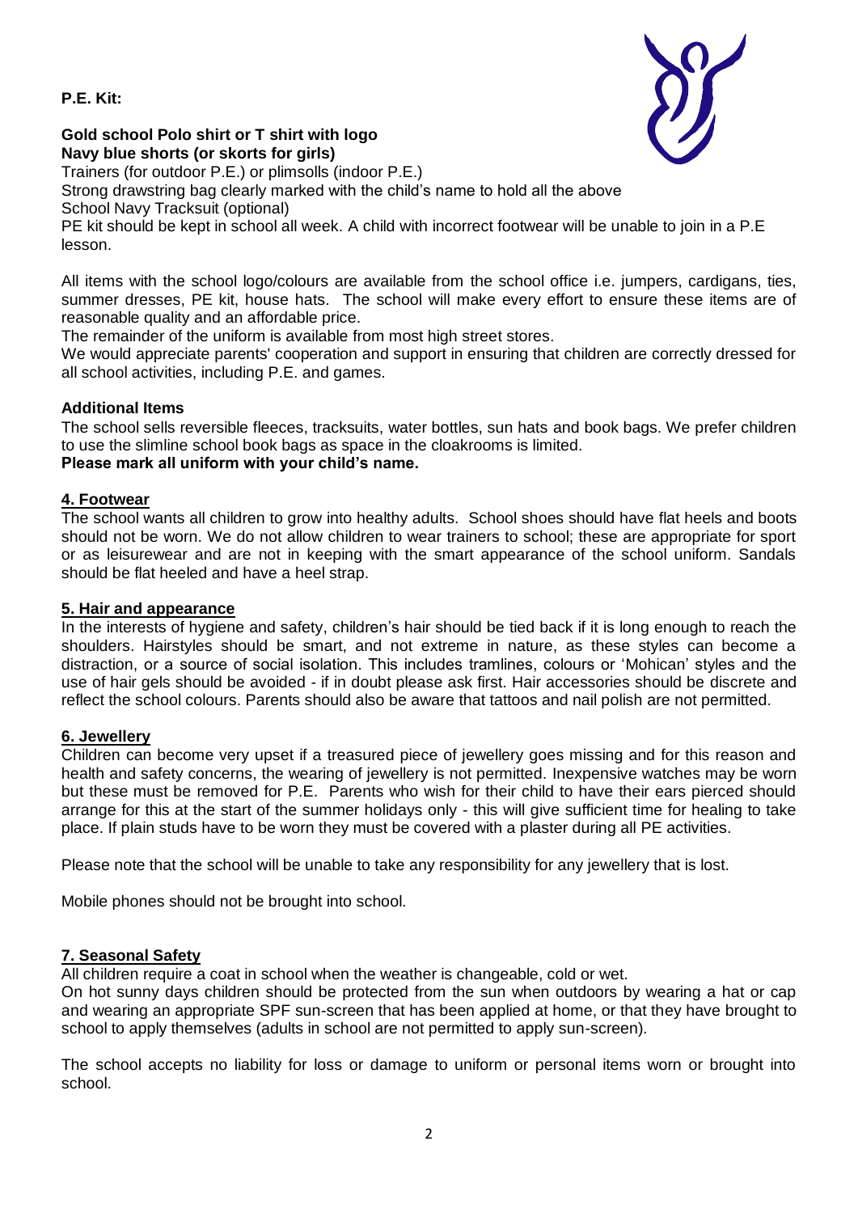**P.E. Kit:**

**Gold school Polo shirt or T shirt with logo**
**Navy blue shorts (or skorts for girls)**
Trainers (for outdoor P.E.) or plimsolls (indoor P.E.)
Strong drawstring bag clearly marked with the child's name to hold all the above
School Navy Tracksuit (optional)
PE kit should be kept in school all week. A child with incorrect footwear will be unable to join in a P.E lesson.

All items with the school logo/colours are available from the school office i.e. jumpers, cardigans, ties, summer dresses, PE kit, house hats. The school will make every effort to ensure these items are of reasonable quality and an affordable price.
The remainder of the uniform is available from most high street stores.
We would appreciate parents' cooperation and support in ensuring that children are correctly dressed for all school activities, including P.E. and games.

**Additional Items**
The school sells reversible fleeces, tracksuits, water bottles, sun hats and book bags. We prefer children to use the slimline school book bags as space in the cloakrooms is limited.
**Please mark all uniform with your child's name.**

## 4. Footwear

The school wants all children to grow into healthy adults. School shoes should have flat heels and boots should not be worn. We do not allow children to wear trainers to school; these are appropriate for sport or as leisurewear and are not in keeping with the smart appearance of the school uniform. Sandals should be flat heeled and have a heel strap.

## 5. Hair and appearance

In the interests of hygiene and safety, children's hair should be tied back if it is long enough to reach the shoulders. Hairstyles should be smart, and not extreme in nature, as these styles can become a distraction, or a source of social isolation. This includes tramlines, colours or 'Mohican' styles and the use of hair gels should be avoided - if in doubt please ask first. Hair accessories should be discrete and reflect the school colours. Parents should also be aware that tattoos and nail polish are not permitted.

## 6. Jewellery

Children can become very upset if a treasured piece of jewellery goes missing and for this reason and health and safety concerns, the wearing of jewellery is not permitted. Inexpensive watches may be worn but these must be removed for P.E. Parents who wish for their child to have their ears pierced should arrange for this at the start of the summer holidays only - this will give sufficient time for healing to take place. If plain studs have to be worn they must be covered with a plaster during all PE activities.

Please note that the school will be unable to take any responsibility for any jewellery that is lost.

Mobile phones should not be brought into school.

## 7. Seasonal Safety

All children require a coat in school when the weather is changeable, cold or wet.
On hot sunny days children should be protected from the sun when outdoors by wearing a hat or cap and wearing an appropriate SPF sun-screen that has been applied at home, or that they have brought to school to apply themselves (adults in school are not permitted to apply sun-screen).

The school accepts no liability for loss or damage to uniform or personal items worn or brought into school.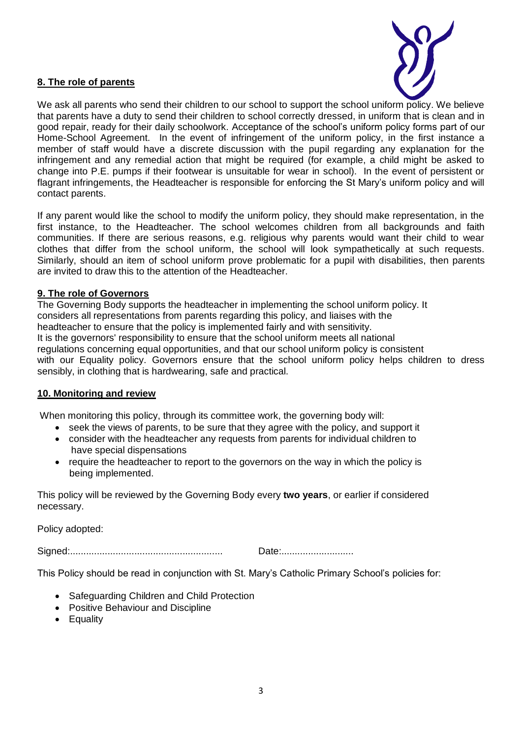## 8. The role of parents

We ask all parents who send their children to our school to support the school uniform policy. We believe that parents have a duty to send their children to school correctly dressed, in uniform that is clean and in good repair, ready for their daily schoolwork. Acceptance of the school's uniform policy forms part of our Home-School Agreement. In the event of infringement of the uniform policy, in the first instance a member of staff would have a discrete discussion with the pupil regarding any explanation for the infringement and any remedial action that might be required (for example, a child might be asked to change into P.E. pumps if their footwear is unsuitable for wear in school). In the event of persistent or flagrant infringements, the Headteacher is responsible for enforcing the St Mary's uniform policy and will contact parents.

If any parent would like the school to modify the uniform policy, they should make representation, in the first instance, to the Headteacher. The school welcomes children from all backgrounds and faith communities. If there are serious reasons, e.g. religious why parents would want their child to wear clothes that differ from the school uniform, the school will look sympathetically at such requests. Similarly, should an item of school uniform prove problematic for a pupil with disabilities, then parents are invited to draw this to the attention of the Headteacher.

## 9. The role of Governors

The Governing Body supports the headteacher in implementing the school uniform policy. It considers all representations from parents regarding this policy, and liaises with the headteacher to ensure that the policy is implemented fairly and with sensitivity.
It is the governors' responsibility to ensure that the school uniform meets all national regulations concerning equal opportunities, and that our school uniform policy is consistent with our Equality policy. Governors ensure that the school uniform policy helps children to dress sensibly, in clothing that is hardwearing, safe and practical.

## 10. Monitoring and review

When monitoring this policy, through its committee work, the governing body will:

- seek the views of parents, to be sure that they agree with the policy, and support it
- consider with the headteacher any requests from parents for individual children to have special dispensations
- require the headteacher to report to the governors on the way in which the policy is being implemented.

This policy will be reviewed by the Governing Body every **two years**, or earlier if considered necessary.

Policy adopted:

Signed:......................................................... Date:...........................

This Policy should be read in conjunction with St. Mary's Catholic Primary School's policies for:

- Safeguarding Children and Child Protection
- Positive Behaviour and Discipline
- Equality